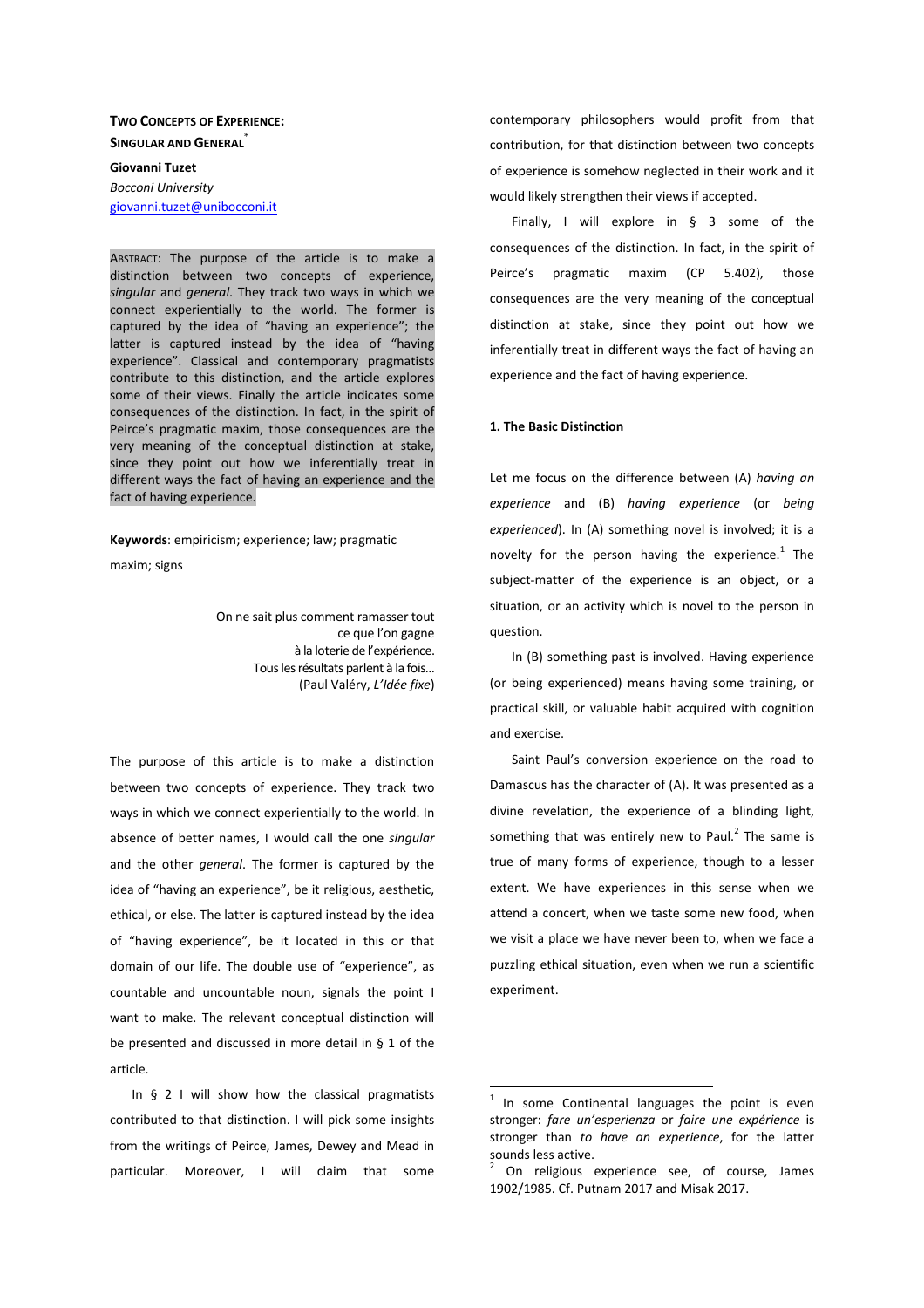# TWO CONCEPTS OF EXPERIENCE: SINGULAR AND GENERAL*

**Giovanni Tuzet**
*Bocconi University*
giovanni.tuzet@unibocconi.it

ABSTRACT: The purpose of the article is to make a distinction between two concepts of experience, *singular* and *general*. They track two ways in which we connect experientially to the world. The former is captured by the idea of "having an experience"; the latter is captured instead by the idea of "having experience". Classical and contemporary pragmatists contribute to this distinction, and the article explores some of their views. Finally the article indicates some consequences of the distinction. In fact, in the spirit of Peirce's pragmatic maxim, those consequences are the very meaning of the conceptual distinction at stake, since they point out how we inferentially treat in different ways the fact of having an experience and the fact of having experience.

**Keywords**: empiricism; experience; law; pragmatic maxim; signs

> On ne sait plus comment ramasser tout
> ce que l'on gagne
> à la loterie de l'expérience.
> Tous les résultats parlent à la fois…
> (Paul Valéry, *L'Idée fixe*)

The purpose of this article is to make a distinction between two concepts of experience. They track two ways in which we connect experientially to the world. In absence of better names, I would call the one *singular* and the other *general*. The former is captured by the idea of "having an experience", be it religious, aesthetic, ethical, or else. The latter is captured instead by the idea of "having experience", be it located in this or that domain of our life. The double use of "experience", as countable and uncountable noun, signals the point I want to make. The relevant conceptual distinction will be presented and discussed in more detail in § 1 of the article.

In § 2 I will show how the classical pragmatists contributed to that distinction. I will pick some insights from the writings of Peirce, James, Dewey and Mead in particular. Moreover, I will claim that some contemporary philosophers would profit from that contribution, for that distinction between two concepts of experience is somehow neglected in their work and it would likely strengthen their views if accepted.

Finally, I will explore in § 3 some of the consequences of the distinction. In fact, in the spirit of Peirce's pragmatic maxim (CP 5.402), those consequences are the very meaning of the conceptual distinction at stake, since they point out how we inferentially treat in different ways the fact of having an experience and the fact of having experience.

## 1. The Basic Distinction

Let me focus on the difference between (A) *having an experience* and (B) *having experience* (or *being experienced*). In (A) something novel is involved; it is a novelty for the person having the experience.[1] The subject-matter of the experience is an object, or a situation, or an activity which is novel to the person in question.

In (B) something past is involved. Having experience (or being experienced) means having some training, or practical skill, or valuable habit acquired with cognition and exercise.

Saint Paul's conversion experience on the road to Damascus has the character of (A). It was presented as a divine revelation, the experience of a blinding light, something that was entirely new to Paul.[2] The same is true of many forms of experience, though to a lesser extent. We have experiences in this sense when we attend a concert, when we taste some new food, when we visit a place we have never been to, when we face a puzzling ethical situation, even when we run a scientific experiment.

---

[1] In some Continental languages the point is even stronger: *fare un'esperienza* or *faire une expérience* is stronger than *to have an experience*, for the latter sounds less active.

[2] On religious experience see, of course, James 1902/1985. Cf. Putnam 2017 and Misak 2017.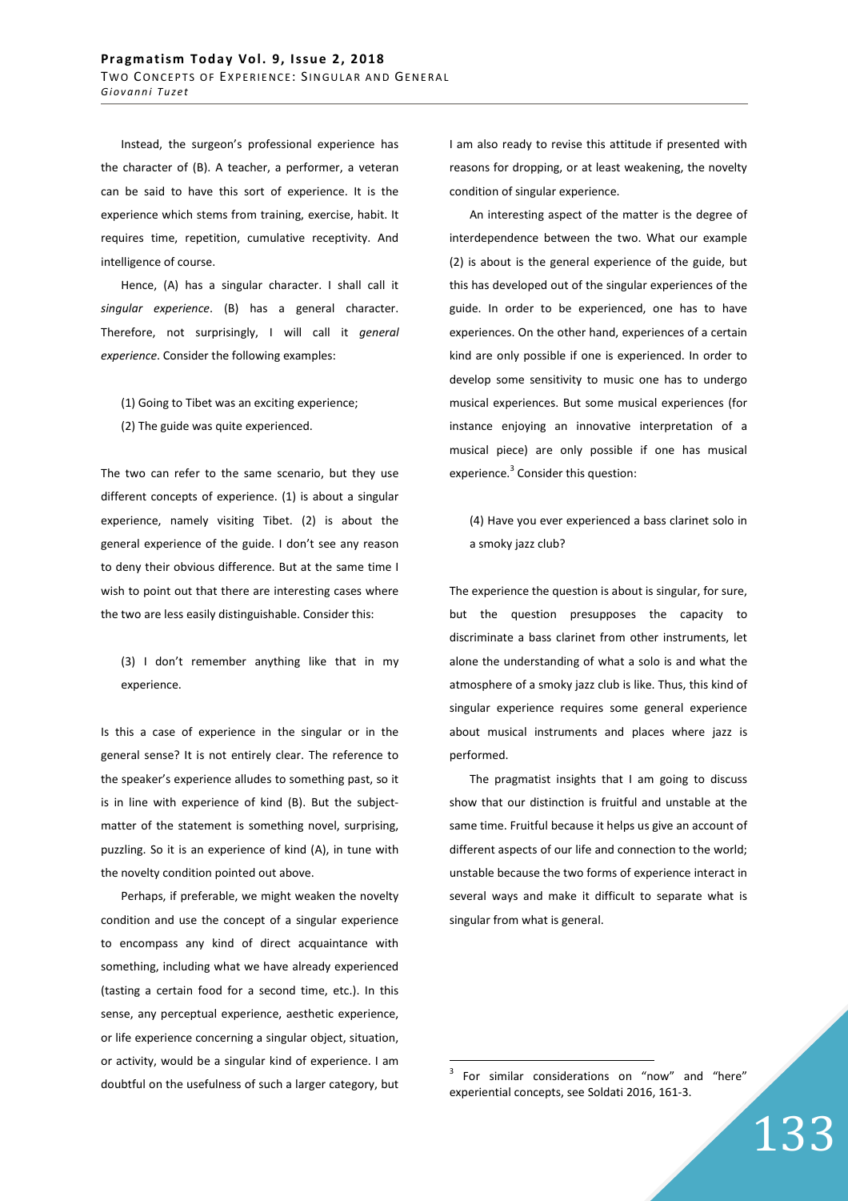Instead, the surgeon's professional experience has the character of (B). A teacher, a performer, a veteran can be said to have this sort of experience. It is the experience which stems from training, exercise, habit. It requires time, repetition, cumulative receptivity. And intelligence of course.

Hence, (A) has a singular character. I shall call it *singular experience*. (B) has a general character. Therefore, not surprisingly, I will call it *general experience*. Consider the following examples:

(1) Going to Tibet was an exciting experience;

(2) The guide was quite experienced.

The two can refer to the same scenario, but they use different concepts of experience. (1) is about a singular experience, namely visiting Tibet. (2) is about the general experience of the guide. I don't see any reason to deny their obvious difference. But at the same time I wish to point out that there are interesting cases where the two are less easily distinguishable. Consider this:

(3) I don't remember anything like that in my experience.

Is this a case of experience in the singular or in the general sense? It is not entirely clear. The reference to the speaker's experience alludes to something past, so it is in line with experience of kind (B). But the subject-matter of the statement is something novel, surprising, puzzling. So it is an experience of kind (A), in tune with the novelty condition pointed out above.

Perhaps, if preferable, we might weaken the novelty condition and use the concept of a singular experience to encompass any kind of direct acquaintance with something, including what we have already experienced (tasting a certain food for a second time, etc.). In this sense, any perceptual experience, aesthetic experience, or life experience concerning a singular object, situation, or activity, would be a singular kind of experience. I am doubtful on the usefulness of such a larger category, but I am also ready to revise this attitude if presented with reasons for dropping, or at least weakening, the novelty condition of singular experience.

An interesting aspect of the matter is the degree of interdependence between the two. What our example (2) is about is the general experience of the guide, but this has developed out of the singular experiences of the guide. In order to be experienced, one has to have experiences. On the other hand, experiences of a certain kind are only possible if one is experienced. In order to develop some sensitivity to music one has to undergo musical experiences. But some musical experiences (for instance enjoying an innovative interpretation of a musical piece) are only possible if one has musical experience.[3] Consider this question:

(4) Have you ever experienced a bass clarinet solo in a smoky jazz club?

The experience the question is about is singular, for sure, but the question presupposes the capacity to discriminate a bass clarinet from other instruments, let alone the understanding of what a solo is and what the atmosphere of a smoky jazz club is like. Thus, this kind of singular experience requires some general experience about musical instruments and places where jazz is performed.

The pragmatist insights that I am going to discuss show that our distinction is fruitful and unstable at the same time. Fruitful because it helps us give an account of different aspects of our life and connection to the world; unstable because the two forms of experience interact in several ways and make it difficult to separate what is singular from what is general.

[3] For similar considerations on "now" and "here" experiential concepts, see Soldati 2016, 161-3.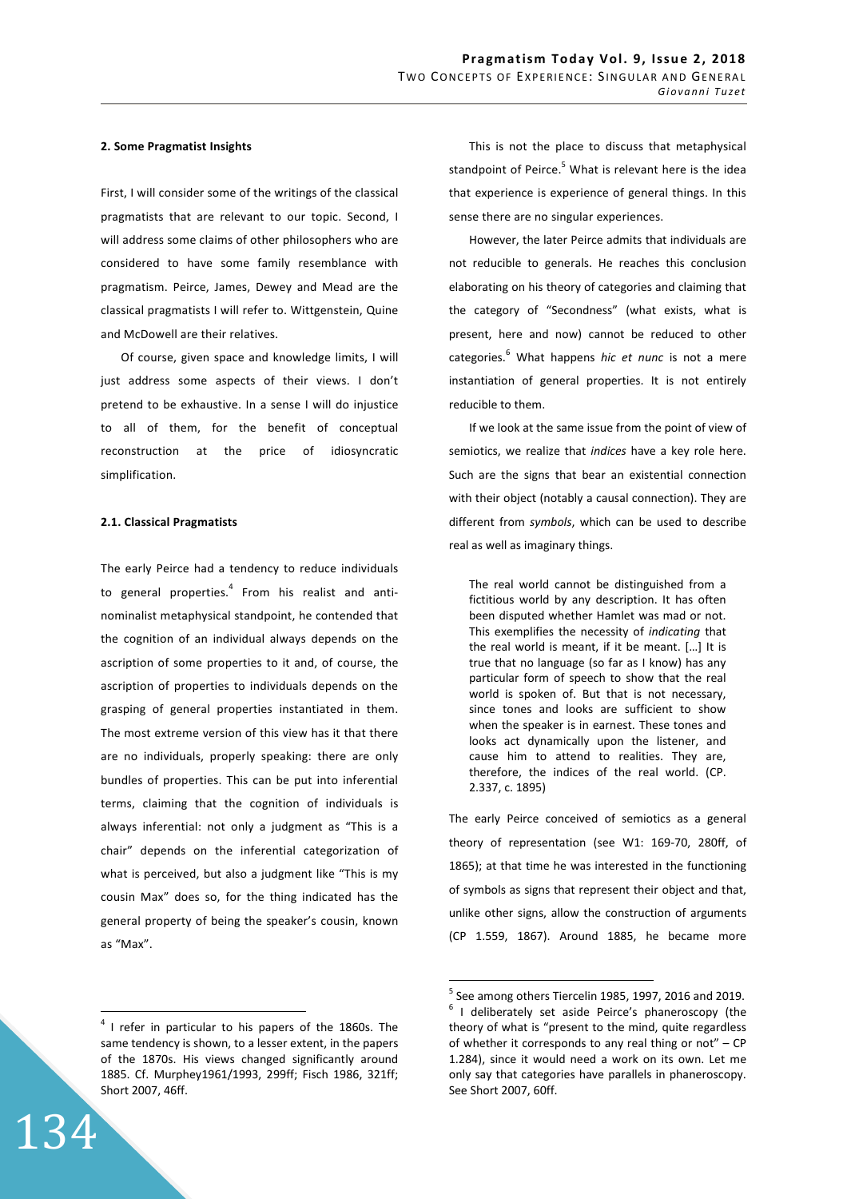## 2. Some Pragmatist Insights

First, I will consider some of the writings of the classical pragmatists that are relevant to our topic. Second, I will address some claims of other philosophers who are considered to have some family resemblance with pragmatism. Peirce, James, Dewey and Mead are the classical pragmatists I will refer to. Wittgenstein, Quine and McDowell are their relatives.

Of course, given space and knowledge limits, I will just address some aspects of their views. I don't pretend to be exhaustive. In a sense I will do injustice to all of them, for the benefit of conceptual reconstruction at the price of idiosyncratic simplification.

### 2.1. Classical Pragmatists

The early Peirce had a tendency to reduce individuals to general properties.[4] From his realist and anti-nominalist metaphysical standpoint, he contended that the cognition of an individual always depends on the ascription of some properties to it and, of course, the ascription of properties to individuals depends on the grasping of general properties instantiated in them. The most extreme version of this view has it that there are no individuals, properly speaking: there are only bundles of properties. This can be put into inferential terms, claiming that the cognition of individuals is always inferential: not only a judgment as "This is a chair" depends on the inferential categorization of what is perceived, but also a judgment like "This is my cousin Max" does so, for the thing indicated has the general property of being the speaker's cousin, known as "Max".

This is not the place to discuss that metaphysical standpoint of Peirce.[5] What is relevant here is the idea that experience is experience of general things. In this sense there are no singular experiences.

However, the later Peirce admits that individuals are not reducible to generals. He reaches this conclusion elaborating on his theory of categories and claiming that the category of "Secondness" (what exists, what is present, here and now) cannot be reduced to other categories.[6] What happens *hic et nunc* is not a mere instantiation of general properties. It is not entirely reducible to them.

If we look at the same issue from the point of view of semiotics, we realize that *indices* have a key role here. Such are the signs that bear an existential connection with their object (notably a causal connection). They are different from *symbols*, which can be used to describe real as well as imaginary things.

> The real world cannot be distinguished from a fictitious world by any description. It has often been disputed whether Hamlet was mad or not. This exemplifies the necessity of *indicating* that the real world is meant, if it be meant. […] It is true that no language (so far as I know) has any particular form of speech to show that the real world is spoken of. But that is not necessary, since tones and looks are sufficient to show when the speaker is in earnest. These tones and looks act dynamically upon the listener, and cause him to attend to realities. They are, therefore, the indices of the real world. (CP. 2.337, c. 1895)

The early Peirce conceived of semiotics as a general theory of representation (see W1: 169-70, 280ff, of 1865); at that time he was interested in the functioning of symbols as signs that represent their object and that, unlike other signs, allow the construction of arguments (CP 1.559, 1867). Around 1885, he became more

---

[4] I refer in particular to his papers of the 1860s. The same tendency is shown, to a lesser extent, in the papers of the 1870s. His views changed significantly around 1885. Cf. Murphey1961/1993, 299ff; Fisch 1986, 321ff; Short 2007, 46ff.

[5] See among others Tiercelin 1985, 1997, 2016 and 2019.

[6] I deliberately set aside Peirce's phaneroscopy (the theory of what is "present to the mind, quite regardless of whether it corresponds to any real thing or not" – CP 1.284), since it would need a work on its own. Let me only say that categories have parallels in phaneroscopy. See Short 2007, 60ff.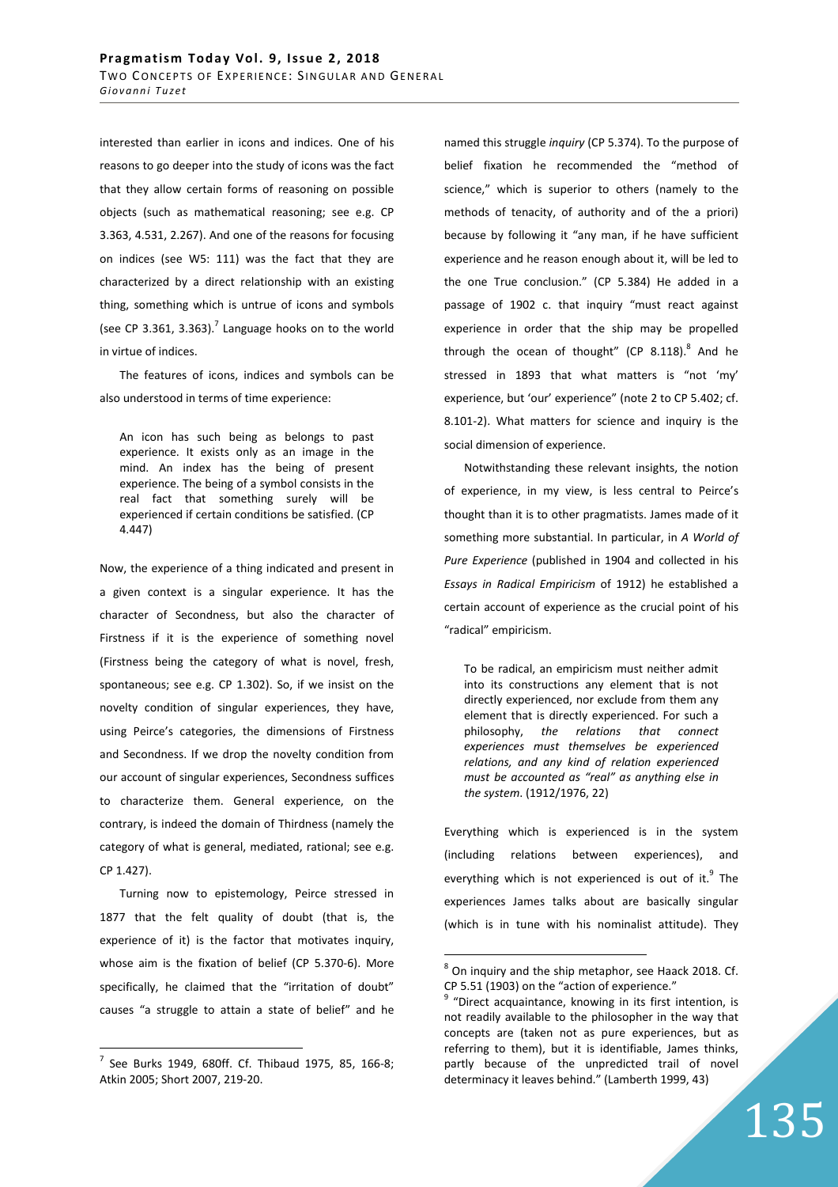interested than earlier in icons and indices. One of his reasons to go deeper into the study of icons was the fact that they allow certain forms of reasoning on possible objects (such as mathematical reasoning; see e.g. CP 3.363, 4.531, 2.267). And one of the reasons for focusing on indices (see W5: 111) was the fact that they are characterized by a direct relationship with an existing thing, something which is untrue of icons and symbols (see CP 3.361, 3.363).[7] Language hooks on to the world in virtue of indices.

The features of icons, indices and symbols can be also understood in terms of time experience:

> An icon has such being as belongs to past experience. It exists only as an image in the mind. An index has the being of present experience. The being of a symbol consists in the real fact that something surely will be experienced if certain conditions be satisfied. (CP 4.447)

Now, the experience of a thing indicated and present in a given context is a singular experience. It has the character of Secondness, but also the character of Firstness if it is the experience of something novel (Firstness being the category of what is novel, fresh, spontaneous; see e.g. CP 1.302). So, if we insist on the novelty condition of singular experiences, they have, using Peirce's categories, the dimensions of Firstness and Secondness. If we drop the novelty condition from our account of singular experiences, Secondness suffices to characterize them. General experience, on the contrary, is indeed the domain of Thirdness (namely the category of what is general, mediated, rational; see e.g. CP 1.427).

Turning now to epistemology, Peirce stressed in 1877 that the felt quality of doubt (that is, the experience of it) is the factor that motivates inquiry, whose aim is the fixation of belief (CP 5.370-6). More specifically, he claimed that the "irritation of doubt" causes "a struggle to attain a state of belief" and he named this struggle *inquiry* (CP 5.374). To the purpose of belief fixation he recommended the "method of science," which is superior to others (namely to the methods of tenacity, of authority and of the a priori) because by following it "any man, if he have sufficient experience and he reason enough about it, will be led to the one True conclusion." (CP 5.384) He added in a passage of 1902 c. that inquiry "must react against experience in order that the ship may be propelled through the ocean of thought" (CP 8.118).[8] And he stressed in 1893 that what matters is "not 'my' experience, but 'our' experience" (note 2 to CP 5.402; cf. 8.101-2). What matters for science and inquiry is the social dimension of experience.

Notwithstanding these relevant insights, the notion of experience, in my view, is less central to Peirce's thought than it is to other pragmatists. James made of it something more substantial. In particular, in *A World of Pure Experience* (published in 1904 and collected in his *Essays in Radical Empiricism* of 1912) he established a certain account of experience as the crucial point of his "radical" empiricism.

> To be radical, an empiricism must neither admit into its constructions any element that is not directly experienced, nor exclude from them any element that is directly experienced. For such a philosophy, *the relations that connect experiences must themselves be experienced relations, and any kind of relation experienced must be accounted as "real" as anything else in the system*. (1912/1976, 22)

Everything which is experienced is in the system (including relations between experiences), and everything which is not experienced is out of it.[9] The experiences James talks about are basically singular (which is in tune with his nominalist attitude). They

---

[7] See Burks 1949, 680ff. Cf. Thibaud 1975, 85, 166-8; Atkin 2005; Short 2007, 219-20.

[8] On inquiry and the ship metaphor, see Haack 2018. Cf. CP 5.51 (1903) on the "action of experience."

[9] "Direct acquaintance, knowing in its first intention, is not readily available to the philosopher in the way that concepts are (taken not as pure experiences, but as referring to them), but it is identifiable, James thinks, partly because of the unpredicted trail of novel determinacy it leaves behind." (Lamberth 1999, 43)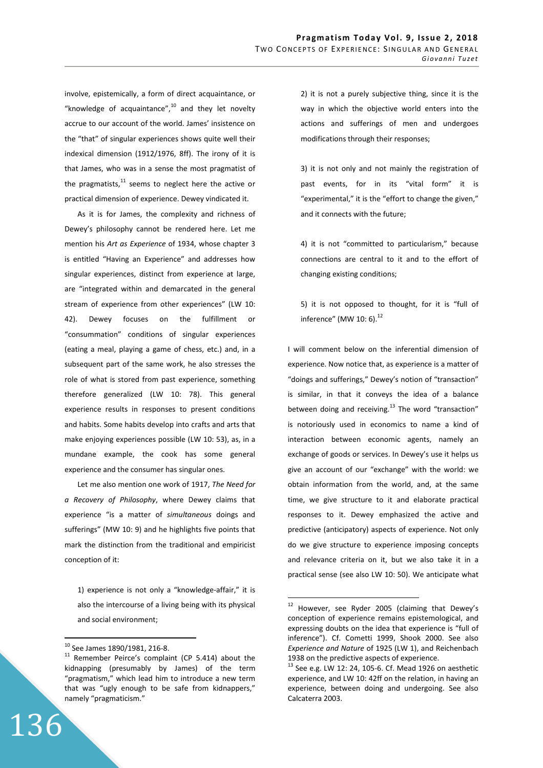involve, epistemically, a form of direct acquaintance, or "knowledge of acquaintance",[10] and they let novelty accrue to our account of the world. James' insistence on the "that" of singular experiences shows quite well their indexical dimension (1912/1976, 8ff). The irony of it is that James, who was in a sense the most pragmatist of the pragmatists,[11] seems to neglect here the active or practical dimension of experience. Dewey vindicated it.

As it is for James, the complexity and richness of Dewey's philosophy cannot be rendered here. Let me mention his *Art as Experience* of 1934, whose chapter 3 is entitled "Having an Experience" and addresses how singular experiences, distinct from experience at large, are "integrated within and demarcated in the general stream of experience from other experiences" (LW 10: 42). Dewey focuses on the fulfillment or "consummation" conditions of singular experiences (eating a meal, playing a game of chess, etc.) and, in a subsequent part of the same work, he also stresses the role of what is stored from past experience, something therefore generalized (LW 10: 78). This general experience results in responses to present conditions and habits. Some habits develop into crafts and arts that make enjoying experiences possible (LW 10: 53), as, in a mundane example, the cook has some general experience and the consumer has singular ones.

Let me also mention one work of 1917, *The Need for a Recovery of Philosophy*, where Dewey claims that experience "is a matter of *simultaneous* doings and sufferings" (MW 10: 9) and he highlights five points that mark the distinction from the traditional and empiricist conception of it:

1) experience is not only a "knowledge-affair," it is also the intercourse of a living being with its physical and social environment;

2) it is not a purely subjective thing, since it is the way in which the objective world enters into the actions and sufferings of men and undergoes modifications through their responses;

3) it is not only and not mainly the registration of past events, for in its "vital form" it is "experimental," it is the "effort to change the given," and it connects with the future;

4) it is not "committed to particularism," because connections are central to it and to the effort of changing existing conditions;

5) it is not opposed to thought, for it is "full of inference" (MW 10: 6).[12]

I will comment below on the inferential dimension of experience. Now notice that, as experience is a matter of "doings and sufferings," Dewey's notion of "transaction" is similar, in that it conveys the idea of a balance between doing and receiving.[13] The word "transaction" is notoriously used in economics to name a kind of interaction between economic agents, namely an exchange of goods or services. In Dewey's use it helps us give an account of our "exchange" with the world: we obtain information from the world, and, at the same time, we give structure to it and elaborate practical responses to it. Dewey emphasized the active and predictive (anticipatory) aspects of experience. Not only do we give structure to experience imposing concepts and relevance criteria on it, but we also take it in a practical sense (see also LW 10: 50). We anticipate what

---

[10] See James 1890/1981, 216-8.

[11] Remember Peirce's complaint (CP 5.414) about the kidnapping (presumably by James) of the term "pragmatism," which lead him to introduce a new term that was "ugly enough to be safe from kidnappers," namely "pragmaticism."

[12] However, see Ryder 2005 (claiming that Dewey's conception of experience remains epistemological, and expressing doubts on the idea that experience is "full of inference"). Cf. Cometti 1999, Shook 2000. See also *Experience and Nature* of 1925 (LW 1), and Reichenbach 1938 on the predictive aspects of experience.

[13] See e.g. LW 12: 24, 105-6. Cf. Mead 1926 on aesthetic experience, and LW 10: 42ff on the relation, in having an experience, between doing and undergoing. See also Calcaterra 2003.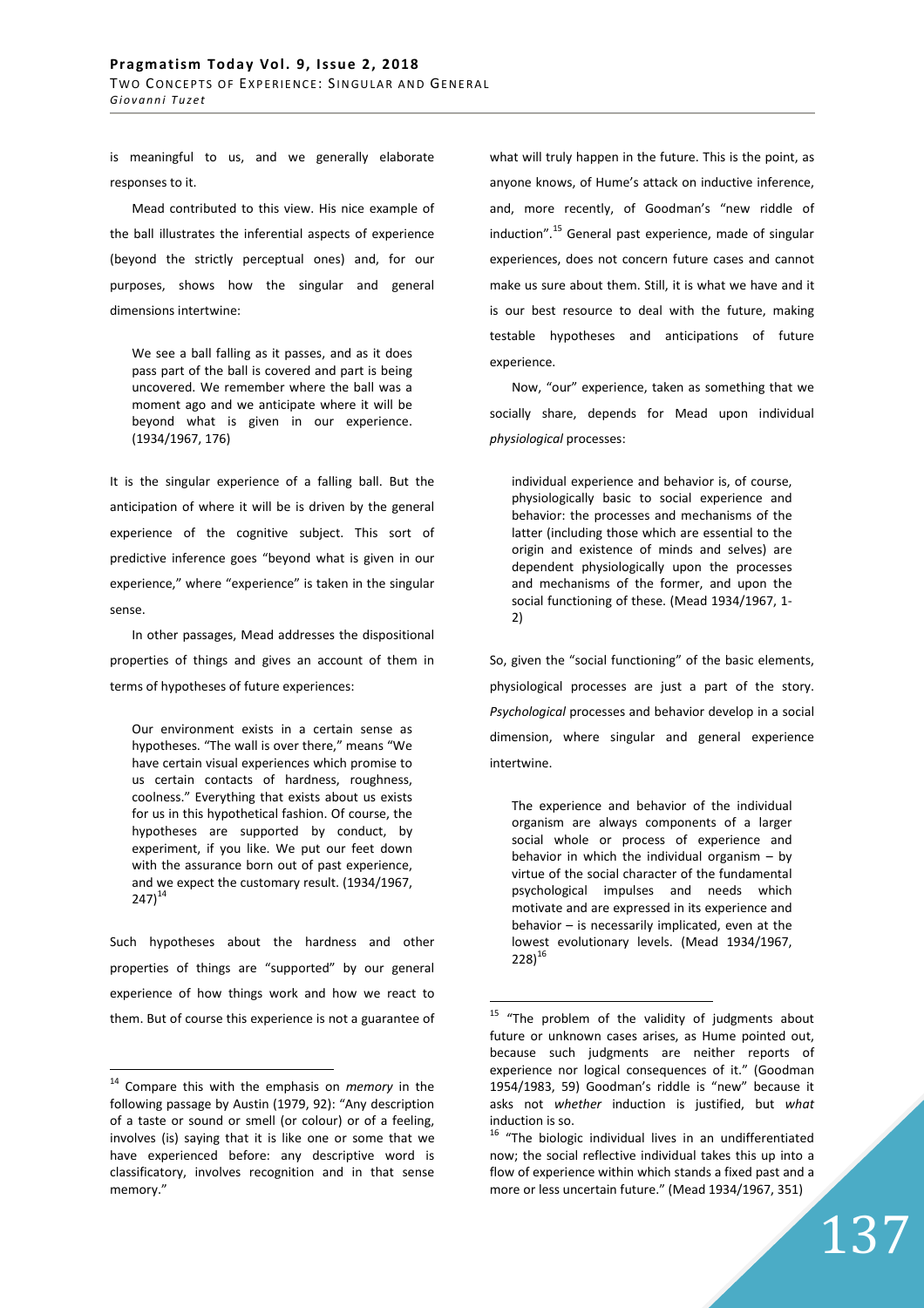is meaningful to us, and we generally elaborate responses to it.

Mead contributed to this view. His nice example of the ball illustrates the inferential aspects of experience (beyond the strictly perceptual ones) and, for our purposes, shows how the singular and general dimensions intertwine:

> We see a ball falling as it passes, and as it does pass part of the ball is covered and part is being uncovered. We remember where the ball was a moment ago and we anticipate where it will be beyond what is given in our experience. (1934/1967, 176)

It is the singular experience of a falling ball. But the anticipation of where it will be is driven by the general experience of the cognitive subject. This sort of predictive inference goes "beyond what is given in our experience," where "experience" is taken in the singular sense.

In other passages, Mead addresses the dispositional properties of things and gives an account of them in terms of hypotheses of future experiences:

> Our environment exists in a certain sense as hypotheses. "The wall is over there," means "We have certain visual experiences which promise to us certain contacts of hardness, roughness, coolness." Everything that exists about us exists for us in this hypothetical fashion. Of course, the hypotheses are supported by conduct, by experiment, if you like. We put our feet down with the assurance born out of past experience, and we expect the customary result. (1934/1967, 247)[14]

Such hypotheses about the hardness and other properties of things are "supported" by our general experience of how things work and how we react to them. But of course this experience is not a guarantee of what will truly happen in the future. This is the point, as anyone knows, of Hume's attack on inductive inference, and, more recently, of Goodman's "new riddle of induction".[15] General past experience, made of singular experiences, does not concern future cases and cannot make us sure about them. Still, it is what we have and it is our best resource to deal with the future, making testable hypotheses and anticipations of future experience.

Now, "our" experience, taken as something that we socially share, depends for Mead upon individual *physiological* processes:

> individual experience and behavior is, of course, physiologically basic to social experience and behavior: the processes and mechanisms of the latter (including those which are essential to the origin and existence of minds and selves) are dependent physiologically upon the processes and mechanisms of the former, and upon the social functioning of these. (Mead 1934/1967, 1-2)

So, given the "social functioning" of the basic elements, physiological processes are just a part of the story. *Psychological* processes and behavior develop in a social dimension, where singular and general experience intertwine.

> The experience and behavior of the individual organism are always components of a larger social whole or process of experience and behavior in which the individual organism – by virtue of the social character of the fundamental psychological impulses and needs which motivate and are expressed in its experience and behavior – is necessarily implicated, even at the lowest evolutionary levels. (Mead 1934/1967, 228)[16]

---

[14] Compare this with the emphasis on *memory* in the following passage by Austin (1979, 92): "Any description of a taste or sound or smell (or colour) or of a feeling, involves (is) saying that it is like one or some that we have experienced before: any descriptive word is classificatory, involves recognition and in that sense memory."

[15] "The problem of the validity of judgments about future or unknown cases arises, as Hume pointed out, because such judgments are neither reports of experience nor logical consequences of it." (Goodman 1954/1983, 59) Goodman's riddle is "new" because it asks not *whether* induction is justified, but *what* induction is so.

[16] "The biologic individual lives in an undifferentiated now; the social reflective individual takes this up into a flow of experience within which stands a fixed past and a more or less uncertain future." (Mead 1934/1967, 351)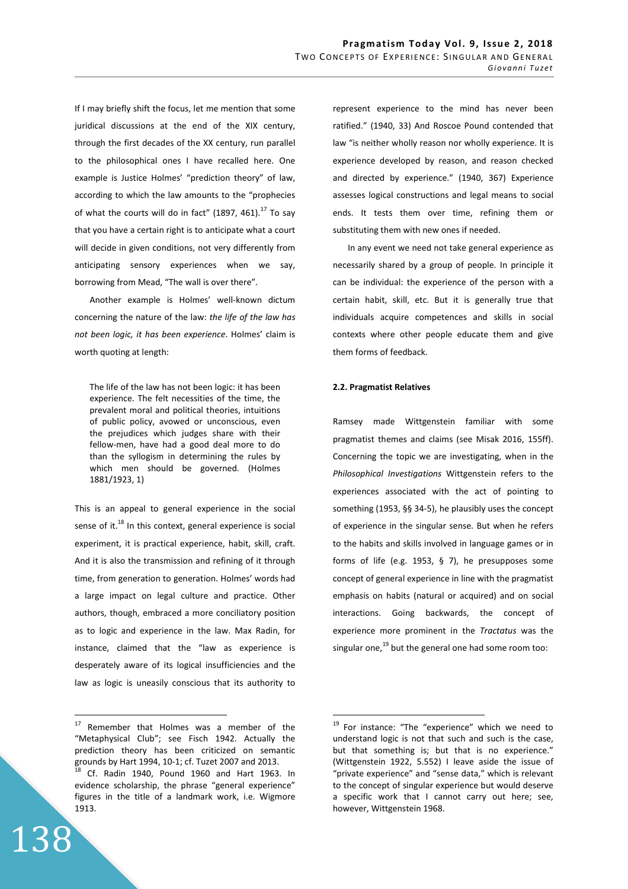If I may briefly shift the focus, let me mention that some juridical discussions at the end of the XIX century, through the first decades of the XX century, run parallel to the philosophical ones I have recalled here. One example is Justice Holmes' "prediction theory" of law, according to which the law amounts to the "prophecies of what the courts will do in fact" (1897, 461).[17] To say that you have a certain right is to anticipate what a court will decide in given conditions, not very differently from anticipating sensory experiences when we say, borrowing from Mead, "The wall is over there".

Another example is Holmes' well-known dictum concerning the nature of the law: *the life of the law has not been logic, it has been experience*. Holmes' claim is worth quoting at length:

> The life of the law has not been logic: it has been experience. The felt necessities of the time, the prevalent moral and political theories, intuitions of public policy, avowed or unconscious, even the prejudices which judges share with their fellow-men, have had a good deal more to do than the syllogism in determining the rules by which men should be governed. (Holmes 1881/1923, 1)

This is an appeal to general experience in the social sense of it.[18] In this context, general experience is social experiment, it is practical experience, habit, skill, craft. And it is also the transmission and refining of it through time, from generation to generation. Holmes' words had a large impact on legal culture and practice. Other authors, though, embraced a more conciliatory position as to logic and experience in the law. Max Radin, for instance, claimed that the "law as experience is desperately aware of its logical insufficiencies and the law as logic is uneasily conscious that its authority to represent experience to the mind has never been ratified." (1940, 33) And Roscoe Pound contended that law "is neither wholly reason nor wholly experience. It is experience developed by reason, and reason checked and directed by experience." (1940, 367) Experience assesses logical constructions and legal means to social ends. It tests them over time, refining them or substituting them with new ones if needed.

In any event we need not take general experience as necessarily shared by a group of people. In principle it can be individual: the experience of the person with a certain habit, skill, etc. But it is generally true that individuals acquire competences and skills in social contexts where other people educate them and give them forms of feedback.

### 2.2. Pragmatist Relatives

Ramsey made Wittgenstein familiar with some pragmatist themes and claims (see Misak 2016, 155ff). Concerning the topic we are investigating, when in the *Philosophical Investigations* Wittgenstein refers to the experiences associated with the act of pointing to something (1953, §§ 34-5), he plausibly uses the concept of experience in the singular sense. But when he refers to the habits and skills involved in language games or in forms of life (e.g. 1953, § 7), he presupposes some concept of general experience in line with the pragmatist emphasis on habits (natural or acquired) and on social interactions. Going backwards, the concept of experience more prominent in the *Tractatus* was the singular one,[19] but the general one had some room too:

---

[17] Remember that Holmes was a member of the "Metaphysical Club"; see Fisch 1942. Actually the prediction theory has been criticized on semantic grounds by Hart 1994, 10-1; cf. Tuzet 2007 and 2013.

[18] Cf. Radin 1940, Pound 1960 and Hart 1963. In evidence scholarship, the phrase "general experience" figures in the title of a landmark work, i.e. Wigmore 1913.

[19] For instance: "The "experience" which we need to understand logic is not that such and such is the case, but that something is; but that is no experience." (Wittgenstein 1922, 5.552) I leave aside the issue of "private experience" and "sense data," which is relevant to the concept of singular experience but would deserve a specific work that I cannot carry out here; see, however, Wittgenstein 1968.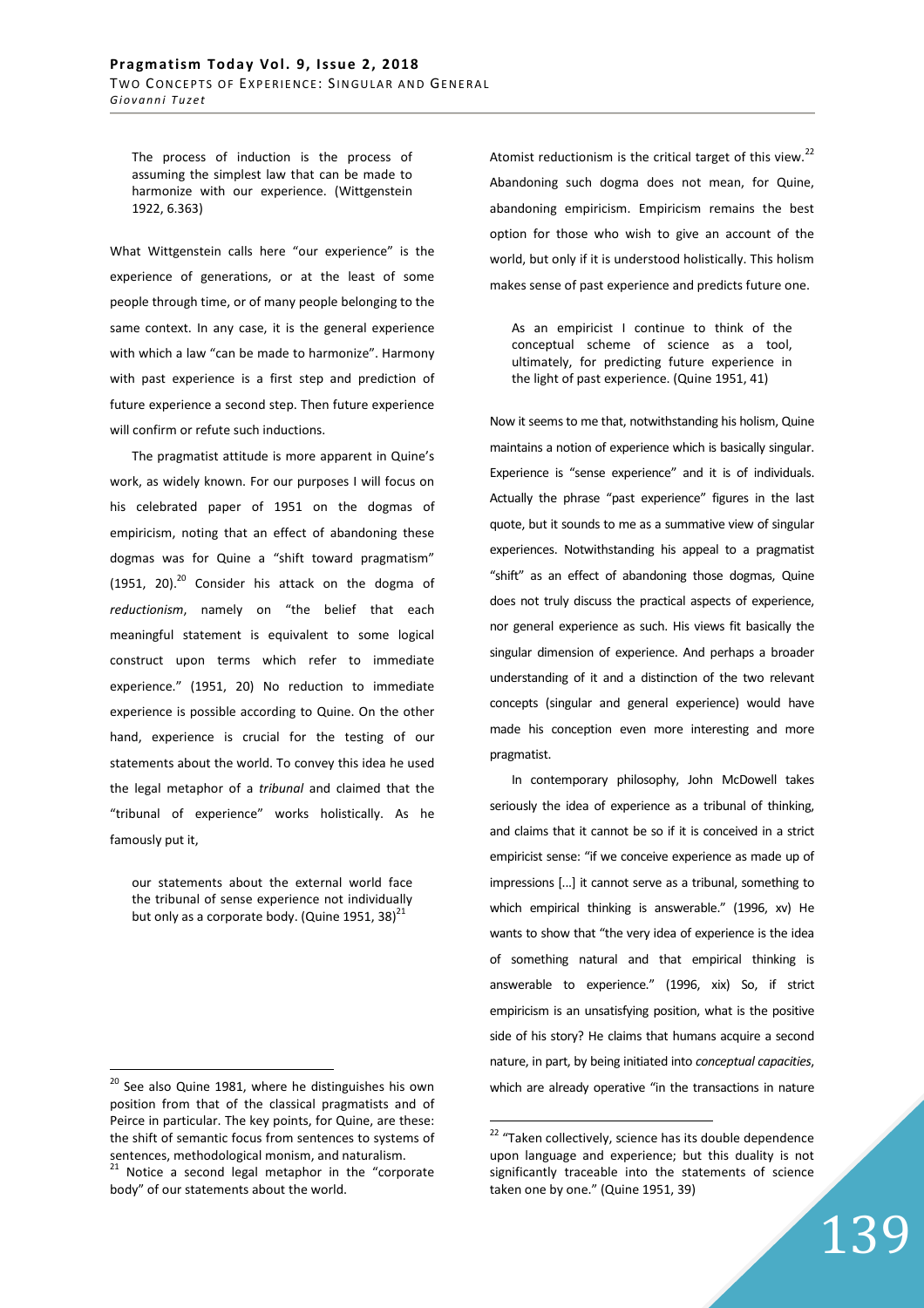> The process of induction is the process of assuming the simplest law that can be made to harmonize with our experience. (Wittgenstein 1922, 6.363)

What Wittgenstein calls here "our experience" is the experience of generations, or at the least of some people through time, or of many people belonging to the same context. In any case, it is the general experience with which a law "can be made to harmonize". Harmony with past experience is a first step and prediction of future experience a second step. Then future experience will confirm or refute such inductions.

The pragmatist attitude is more apparent in Quine's work, as widely known. For our purposes I will focus on his celebrated paper of 1951 on the dogmas of empiricism, noting that an effect of abandoning these dogmas was for Quine a "shift toward pragmatism" (1951, 20).[20] Consider his attack on the dogma of *reductionism*, namely on "the belief that each meaningful statement is equivalent to some logical construct upon terms which refer to immediate experience." (1951, 20) No reduction to immediate experience is possible according to Quine. On the other hand, experience is crucial for the testing of our statements about the world. To convey this idea he used the legal metaphor of a *tribunal* and claimed that the "tribunal of experience" works holistically. As he famously put it,

> our statements about the external world face the tribunal of sense experience not individually but only as a corporate body. (Quine 1951, 38)[21]

Atomist reductionism is the critical target of this view.[22] Abandoning such dogma does not mean, for Quine, abandoning empiricism. Empiricism remains the best option for those who wish to give an account of the world, but only if it is understood holistically. This holism makes sense of past experience and predicts future one.

> As an empiricist I continue to think of the conceptual scheme of science as a tool, ultimately, for predicting future experience in the light of past experience. (Quine 1951, 41)

Now it seems to me that, notwithstanding his holism, Quine maintains a notion of experience which is basically singular. Experience is "sense experience" and it is of individuals. Actually the phrase "past experience" figures in the last quote, but it sounds to me as a summative view of singular experiences. Notwithstanding his appeal to a pragmatist "shift" as an effect of abandoning those dogmas, Quine does not truly discuss the practical aspects of experience, nor general experience as such. His views fit basically the singular dimension of experience. And perhaps a broader understanding of it and a distinction of the two relevant concepts (singular and general experience) would have made his conception even more interesting and more pragmatist.

In contemporary philosophy, John McDowell takes seriously the idea of experience as a tribunal of thinking, and claims that it cannot be so if it is conceived in a strict empiricist sense: "if we conceive experience as made up of impressions [...] it cannot serve as a tribunal, something to which empirical thinking is answerable." (1996, xv) He wants to show that "the very idea of experience is the idea of something natural and that empirical thinking is answerable to experience." (1996, xix) So, if strict empiricism is an unsatisfying position, what is the positive side of his story? He claims that humans acquire a second nature, in part, by being initiated into *conceptual capacities*, which are already operative "in the transactions in nature

---

[20] See also Quine 1981, where he distinguishes his own position from that of the classical pragmatists and of Peirce in particular. The key points, for Quine, are these: the shift of semantic focus from sentences to systems of sentences, methodological monism, and naturalism.

[21] Notice a second legal metaphor in the "corporate body" of our statements about the world.

[22] "Taken collectively, science has its double dependence upon language and experience; but this duality is not significantly traceable into the statements of science taken one by one." (Quine 1951, 39)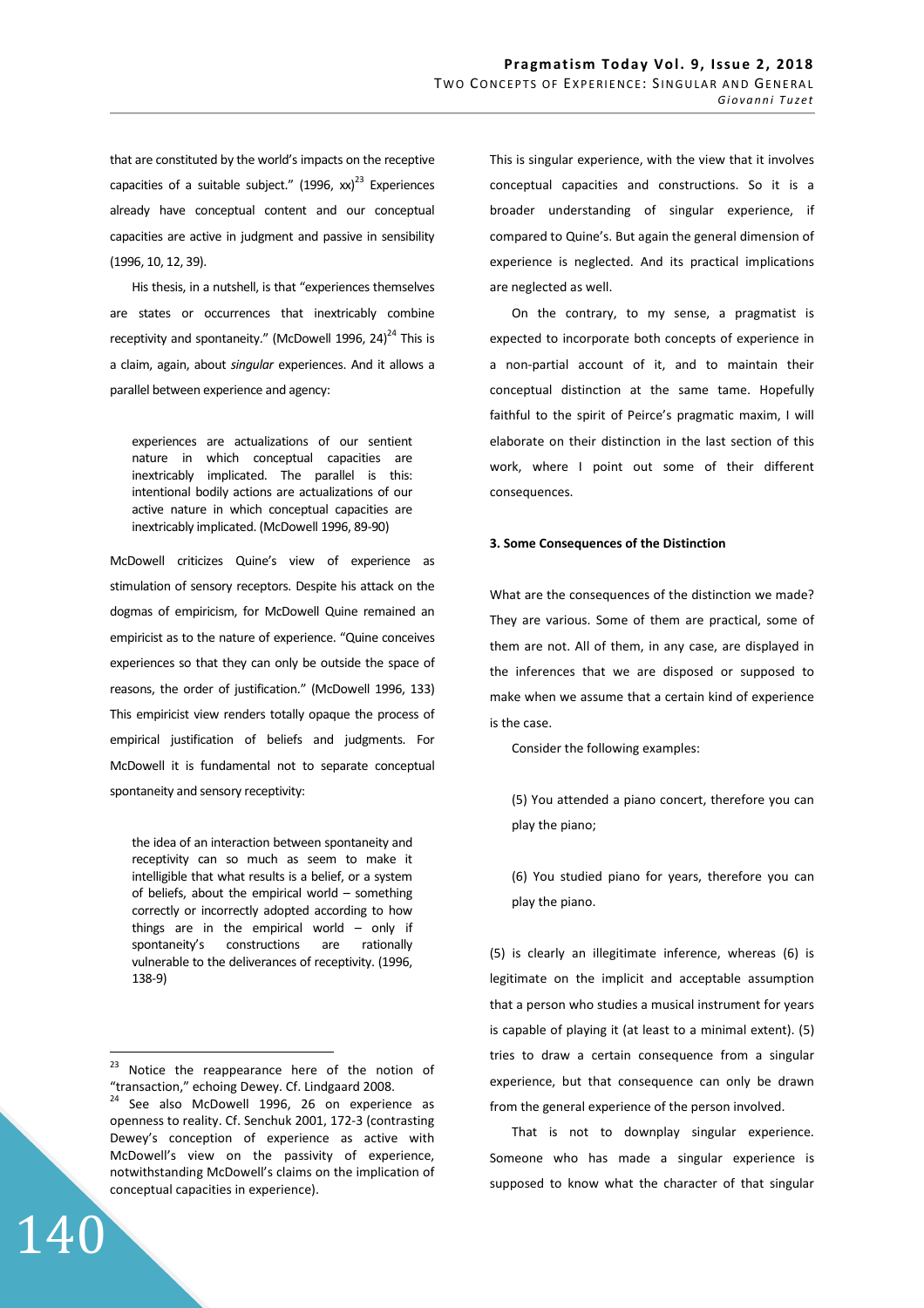that are constituted by the world's impacts on the receptive capacities of a suitable subject." (1996, xx)[23] Experiences already have conceptual content and our conceptual capacities are active in judgment and passive in sensibility (1996, 10, 12, 39).

His thesis, in a nutshell, is that "experiences themselves are states or occurrences that inextricably combine receptivity and spontaneity." (McDowell 1996, 24)[24] This is a claim, again, about *singular* experiences. And it allows a parallel between experience and agency:

> experiences are actualizations of our sentient nature in which conceptual capacities are inextricably implicated. The parallel is this: intentional bodily actions are actualizations of our active nature in which conceptual capacities are inextricably implicated. (McDowell 1996, 89-90)

McDowell criticizes Quine's view of experience as stimulation of sensory receptors. Despite his attack on the dogmas of empiricism, for McDowell Quine remained an empiricist as to the nature of experience. "Quine conceives experiences so that they can only be outside the space of reasons, the order of justification." (McDowell 1996, 133) This empiricist view renders totally opaque the process of empirical justification of beliefs and judgments. For McDowell it is fundamental not to separate conceptual spontaneity and sensory receptivity:

> the idea of an interaction between spontaneity and receptivity can so much as seem to make it intelligible that what results is a belief, or a system of beliefs, about the empirical world – something correctly or incorrectly adopted according to how things are in the empirical world – only if spontaneity's constructions are rationally vulnerable to the deliverances of receptivity. (1996, 138-9)

This is singular experience, with the view that it involves conceptual capacities and constructions. So it is a broader understanding of singular experience, if compared to Quine's. But again the general dimension of experience is neglected. And its practical implications are neglected as well.

On the contrary, to my sense, a pragmatist is expected to incorporate both concepts of experience in a non-partial account of it, and to maintain their conceptual distinction at the same tame. Hopefully faithful to the spirit of Peirce's pragmatic maxim, I will elaborate on their distinction in the last section of this work, where I point out some of their different consequences.

### 3. Some Consequences of the Distinction

What are the consequences of the distinction we made? They are various. Some of them are practical, some of them are not. All of them, in any case, are displayed in the inferences that we are disposed or supposed to make when we assume that a certain kind of experience is the case.

Consider the following examples:

> (5) You attended a piano concert, therefore you can play the piano;

> (6) You studied piano for years, therefore you can play the piano.

(5) is clearly an illegitimate inference, whereas (6) is legitimate on the implicit and acceptable assumption that a person who studies a musical instrument for years is capable of playing it (at least to a minimal extent). (5) tries to draw a certain consequence from a singular experience, but that consequence can only be drawn from the general experience of the person involved.

That is not to downplay singular experience. Someone who has made a singular experience is supposed to know what the character of that singular

---

[23] Notice the reappearance here of the notion of "transaction," echoing Dewey. Cf. Lindgaard 2008.

[24] See also McDowell 1996, 26 on experience as openness to reality. Cf. Senchuk 2001, 172-3 (contrasting Dewey's conception of experience as active with McDowell's view on the passivity of experience, notwithstanding McDowell's claims on the implication of conceptual capacities in experience).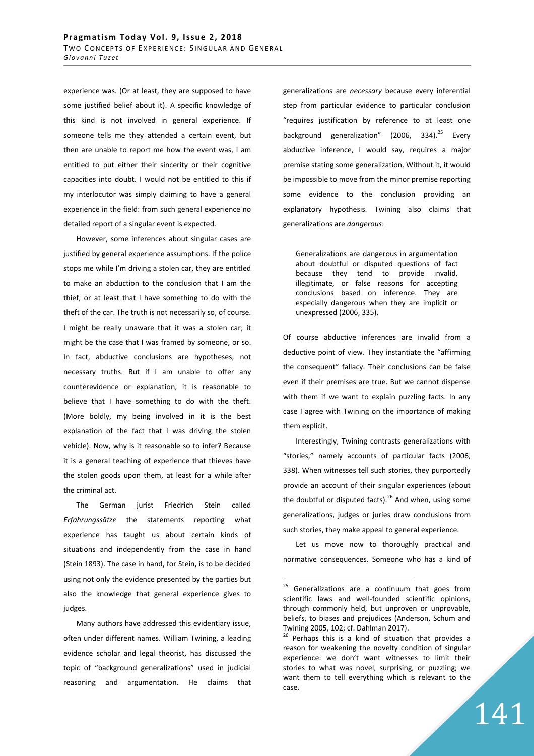experience was. (Or at least, they are supposed to have some justified belief about it). A specific knowledge of this kind is not involved in general experience. If someone tells me they attended a certain event, but then are unable to report me how the event was, I am entitled to put either their sincerity or their cognitive capacities into doubt. I would not be entitled to this if my interlocutor was simply claiming to have a general experience in the field: from such general experience no detailed report of a singular event is expected.

However, some inferences about singular cases are justified by general experience assumptions. If the police stops me while I'm driving a stolen car, they are entitled to make an abduction to the conclusion that I am the thief, or at least that I have something to do with the theft of the car. The truth is not necessarily so, of course. I might be really unaware that it was a stolen car; it might be the case that I was framed by someone, or so. In fact, abductive conclusions are hypotheses, not necessary truths. But if I am unable to offer any counterevidence or explanation, it is reasonable to believe that I have something to do with the theft. (More boldly, my being involved in it is the best explanation of the fact that I was driving the stolen vehicle). Now, why is it reasonable so to infer? Because it is a general teaching of experience that thieves have the stolen goods upon them, at least for a while after the criminal act.

The German jurist Friedrich Stein called *Erfahrungssätze* the statements reporting what experience has taught us about certain kinds of situations and independently from the case in hand (Stein 1893). The case in hand, for Stein, is to be decided using not only the evidence presented by the parties but also the knowledge that general experience gives to judges.

Many authors have addressed this evidentiary issue, often under different names. William Twining, a leading evidence scholar and legal theorist, has discussed the topic of "background generalizations" used in judicial reasoning and argumentation. He claims that generalizations are *necessary* because every inferential step from particular evidence to particular conclusion "requires justification by reference to at least one background generalization" (2006, 334).[25] Every abductive inference, I would say, requires a major premise stating some generalization. Without it, it would be impossible to move from the minor premise reporting some evidence to the conclusion providing an explanatory hypothesis. Twining also claims that generalizations are *dangerous*:

> Generalizations are dangerous in argumentation about doubtful or disputed questions of fact because they tend to provide invalid, illegitimate, or false reasons for accepting conclusions based on inference. They are especially dangerous when they are implicit or unexpressed (2006, 335).

Of course abductive inferences are invalid from a deductive point of view. They instantiate the "affirming the consequent" fallacy. Their conclusions can be false even if their premises are true. But we cannot dispense with them if we want to explain puzzling facts. In any case I agree with Twining on the importance of making them explicit.

Interestingly, Twining contrasts generalizations with "stories," namely accounts of particular facts (2006, 338). When witnesses tell such stories, they purportedly provide an account of their singular experiences (about the doubtful or disputed facts).[26] And when, using some generalizations, judges or juries draw conclusions from such stories, they make appeal to general experience.

Let us move now to thoroughly practical and normative consequences. Someone who has a kind of

---

[25] Generalizations are a continuum that goes from scientific laws and well-founded scientific opinions, through commonly held, but unproven or unprovable, beliefs, to biases and prejudices (Anderson, Schum and Twining 2005, 102; cf. Dahlman 2017).

[26] Perhaps this is a kind of situation that provides a reason for weakening the novelty condition of singular experience: we don't want witnesses to limit their stories to what was novel, surprising, or puzzling; we want them to tell everything which is relevant to the case.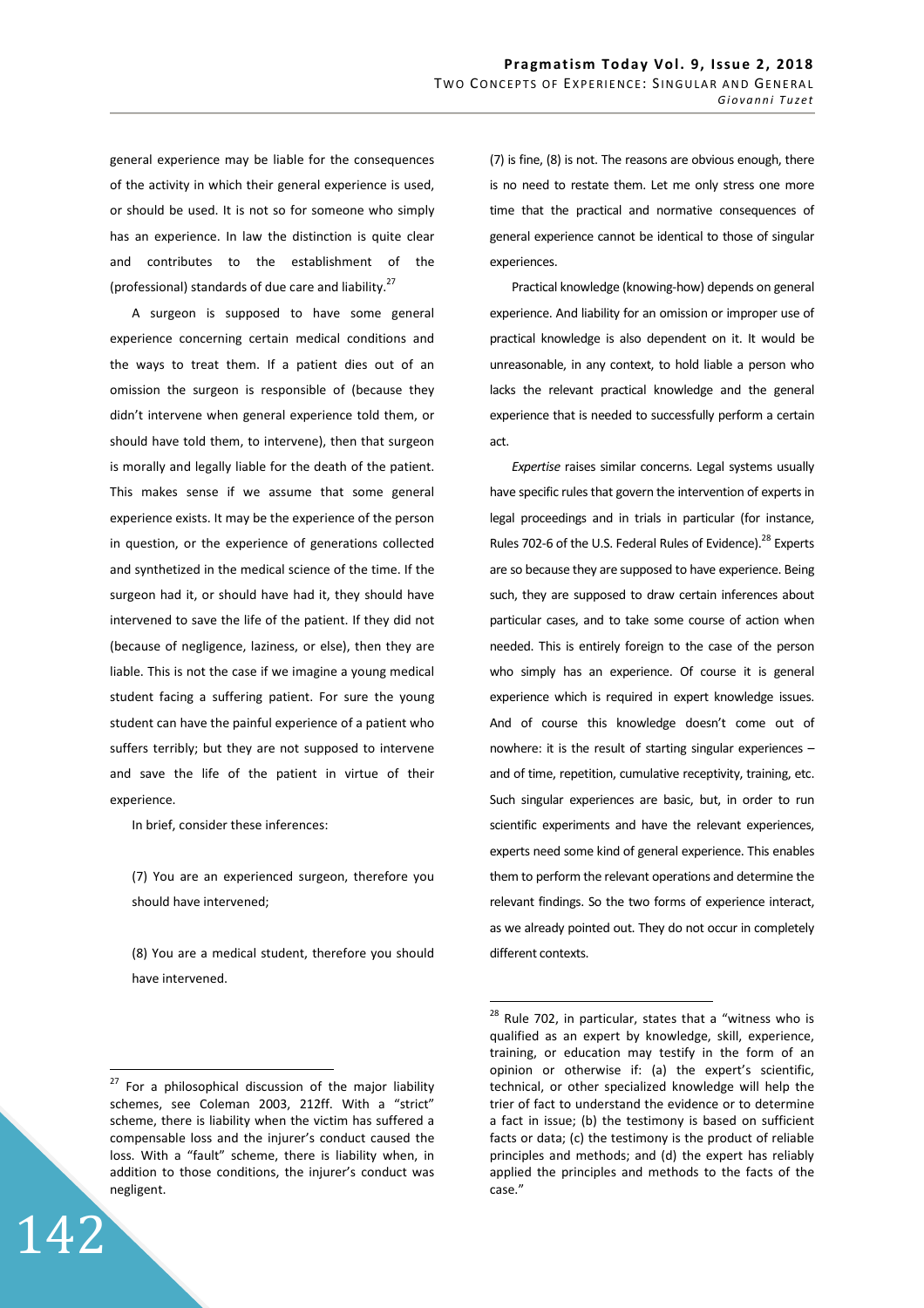general experience may be liable for the consequences of the activity in which their general experience is used, or should be used. It is not so for someone who simply has an experience. In law the distinction is quite clear and contributes to the establishment of the (professional) standards of due care and liability.[27]

A surgeon is supposed to have some general experience concerning certain medical conditions and the ways to treat them. If a patient dies out of an omission the surgeon is responsible of (because they didn't intervene when general experience told them, or should have told them, to intervene), then that surgeon is morally and legally liable for the death of the patient. This makes sense if we assume that some general experience exists. It may be the experience of the person in question, or the experience of generations collected and synthetized in the medical science of the time. If the surgeon had it, or should have had it, they should have intervened to save the life of the patient. If they did not (because of negligence, laziness, or else), then they are liable. This is not the case if we imagine a young medical student facing a suffering patient. For sure the young student can have the painful experience of a patient who suffers terribly; but they are not supposed to intervene and save the life of the patient in virtue of their experience.

In brief, consider these inferences:

(7) You are an experienced surgeon, therefore you should have intervened;

(8) You are a medical student, therefore you should have intervened.

(7) is fine, (8) is not. The reasons are obvious enough, there is no need to restate them. Let me only stress one more time that the practical and normative consequences of general experience cannot be identical to those of singular experiences.

Practical knowledge (knowing-how) depends on general experience. And liability for an omission or improper use of practical knowledge is also dependent on it. It would be unreasonable, in any context, to hold liable a person who lacks the relevant practical knowledge and the general experience that is needed to successfully perform a certain act.

*Expertise* raises similar concerns. Legal systems usually have specific rules that govern the intervention of experts in legal proceedings and in trials in particular (for instance, Rules 702-6 of the U.S. Federal Rules of Evidence).[28] Experts are so because they are supposed to have experience. Being such, they are supposed to draw certain inferences about particular cases, and to take some course of action when needed. This is entirely foreign to the case of the person who simply has an experience. Of course it is general experience which is required in expert knowledge issues. And of course this knowledge doesn't come out of nowhere: it is the result of starting singular experiences – and of time, repetition, cumulative receptivity, training, etc. Such singular experiences are basic, but, in order to run scientific experiments and have the relevant experiences, experts need some kind of general experience. This enables them to perform the relevant operations and determine the relevant findings. So the two forms of experience interact, as we already pointed out. They do not occur in completely different contexts.

---

[27] For a philosophical discussion of the major liability schemes, see Coleman 2003, 212ff. With a "strict" scheme, there is liability when the victim has suffered a compensable loss and the injurer's conduct caused the loss. With a "fault" scheme, there is liability when, in addition to those conditions, the injurer's conduct was negligent.

[28] Rule 702, in particular, states that a "witness who is qualified as an expert by knowledge, skill, experience, training, or education may testify in the form of an opinion or otherwise if: (a) the expert's scientific, technical, or other specialized knowledge will help the trier of fact to understand the evidence or to determine a fact in issue; (b) the testimony is based on sufficient facts or data; (c) the testimony is the product of reliable principles and methods; and (d) the expert has reliably applied the principles and methods to the facts of the case."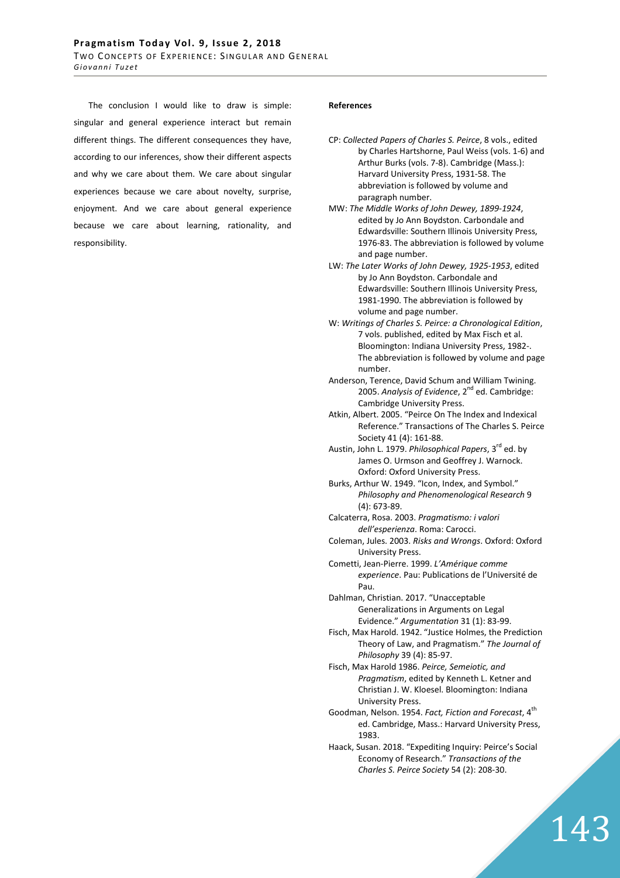The conclusion I would like to draw is simple: singular and general experience interact but remain different things. The different consequences they have, according to our inferences, show their different aspects and why we care about them. We care about singular experiences because we care about novelty, surprise, enjoyment. And we care about general experience because we care about learning, rationality, and responsibility.

**References**

CP: *Collected Papers of Charles S. Peirce*, 8 vols., edited by Charles Hartshorne, Paul Weiss (vols. 1-6) and Arthur Burks (vols. 7-8). Cambridge (Mass.): Harvard University Press, 1931-58. The abbreviation is followed by volume and paragraph number.

MW: *The Middle Works of John Dewey, 1899-1924*, edited by Jo Ann Boydston. Carbondale and Edwardsville: Southern Illinois University Press, 1976-83. The abbreviation is followed by volume and page number.

LW: *The Later Works of John Dewey, 1925-1953*, edited by Jo Ann Boydston. Carbondale and Edwardsville: Southern Illinois University Press, 1981-1990. The abbreviation is followed by volume and page number.

W: *Writings of Charles S. Peirce: a Chronological Edition*, 7 vols. published, edited by Max Fisch et al. Bloomington: Indiana University Press, 1982-. The abbreviation is followed by volume and page number.

Anderson, Terence, David Schum and William Twining. 2005. *Analysis of Evidence*, 2nd ed. Cambridge: Cambridge University Press.

Atkin, Albert. 2005. "Peirce On The Index and Indexical Reference." Transactions of The Charles S. Peirce Society 41 (4): 161-88.

Austin, John L. 1979. *Philosophical Papers*, 3rd ed. by James O. Urmson and Geoffrey J. Warnock. Oxford: Oxford University Press.

Burks, Arthur W. 1949. "Icon, Index, and Symbol." *Philosophy and Phenomenological Research* 9 (4): 673-89.

Calcaterra, Rosa. 2003. *Pragmatismo: i valori dell'esperienza*. Roma: Carocci.

Coleman, Jules. 2003. *Risks and Wrongs*. Oxford: Oxford University Press.

Cometti, Jean-Pierre. 1999. *L'Amérique comme experience*. Pau: Publications de l'Université de Pau.

Dahlman, Christian. 2017. "Unacceptable Generalizations in Arguments on Legal Evidence." *Argumentation* 31 (1): 83-99.

Fisch, Max Harold. 1942. "Justice Holmes, the Prediction Theory of Law, and Pragmatism." *The Journal of Philosophy* 39 (4): 85-97.

Fisch, Max Harold 1986. *Peirce, Semeiotic, and Pragmatism*, edited by Kenneth L. Ketner and Christian J. W. Kloesel. Bloomington: Indiana University Press.

Goodman, Nelson. 1954. *Fact, Fiction and Forecast*, 4th ed. Cambridge, Mass.: Harvard University Press, 1983.

Haack, Susan. 2018. "Expediting Inquiry: Peirce's Social Economy of Research." *Transactions of the Charles S. Peirce Society* 54 (2): 208-30.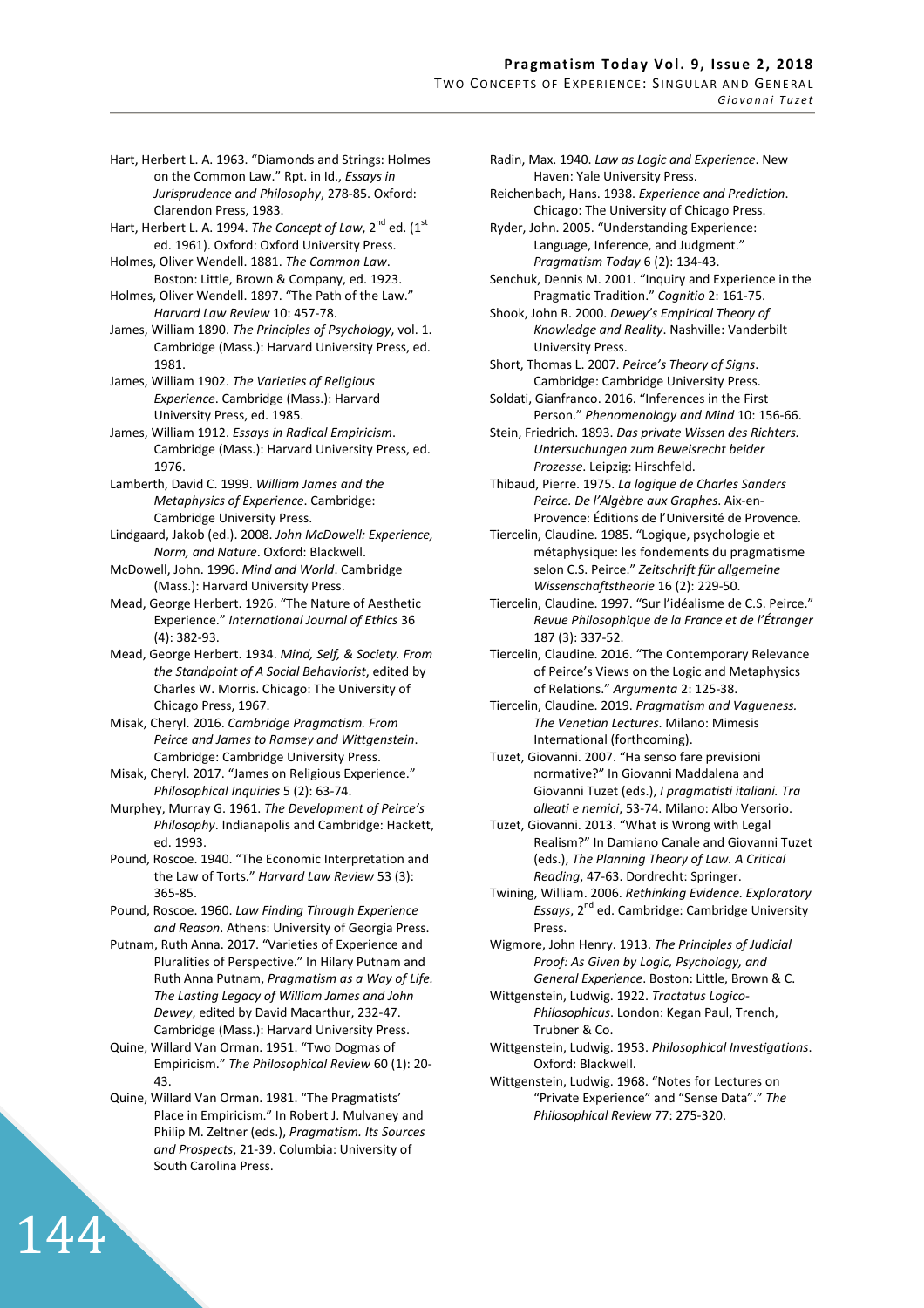Hart, Herbert L. A. 1963. "Diamonds and Strings: Holmes on the Common Law." Rpt. in Id., *Essays in Jurisprudence and Philosophy*, 278-85. Oxford: Clarendon Press, 1983.

Hart, Herbert L. A. 1994. *The Concept of Law*, 2nd ed. (1st ed. 1961). Oxford: Oxford University Press.

Holmes, Oliver Wendell. 1881. *The Common Law*. Boston: Little, Brown & Company, ed. 1923.

Holmes, Oliver Wendell. 1897. "The Path of the Law." *Harvard Law Review* 10: 457-78.

James, William 1890. *The Principles of Psychology*, vol. 1. Cambridge (Mass.): Harvard University Press, ed. 1981.

James, William 1902. *The Varieties of Religious Experience*. Cambridge (Mass.): Harvard University Press, ed. 1985.

James, William 1912. *Essays in Radical Empiricism*. Cambridge (Mass.): Harvard University Press, ed. 1976.

Lamberth, David C. 1999. *William James and the Metaphysics of Experience*. Cambridge: Cambridge University Press.

Lindgaard, Jakob (ed.). 2008. *John McDowell: Experience, Norm, and Nature*. Oxford: Blackwell.

McDowell, John. 1996. *Mind and World*. Cambridge (Mass.): Harvard University Press.

Mead, George Herbert. 1926. "The Nature of Aesthetic Experience." *International Journal of Ethics* 36 (4): 382-93.

Mead, George Herbert. 1934. *Mind, Self, & Society. From the Standpoint of A Social Behaviorist*, edited by Charles W. Morris. Chicago: The University of Chicago Press, 1967.

Misak, Cheryl. 2016. *Cambridge Pragmatism. From Peirce and James to Ramsey and Wittgenstein*. Cambridge: Cambridge University Press.

Misak, Cheryl. 2017. "James on Religious Experience." *Philosophical Inquiries* 5 (2): 63-74.

Murphey, Murray G. 1961. *The Development of Peirce's Philosophy*. Indianapolis and Cambridge: Hackett, ed. 1993.

Pound, Roscoe. 1940. "The Economic Interpretation and the Law of Torts." *Harvard Law Review* 53 (3): 365-85.

Pound, Roscoe. 1960. *Law Finding Through Experience and Reason*. Athens: University of Georgia Press.

Putnam, Ruth Anna. 2017. "Varieties of Experience and Pluralities of Perspective." In Hilary Putnam and Ruth Anna Putnam, *Pragmatism as a Way of Life. The Lasting Legacy of William James and John Dewey*, edited by David Macarthur, 232-47. Cambridge (Mass.): Harvard University Press.

Quine, Willard Van Orman. 1951. "Two Dogmas of Empiricism." *The Philosophical Review* 60 (1): 20-43.

Quine, Willard Van Orman. 1981. "The Pragmatists' Place in Empiricism." In Robert J. Mulvaney and Philip M. Zeltner (eds.), *Pragmatism. Its Sources and Prospects*, 21-39. Columbia: University of South Carolina Press.

Radin, Max. 1940. *Law as Logic and Experience*. New Haven: Yale University Press.

Reichenbach, Hans. 1938. *Experience and Prediction*. Chicago: The University of Chicago Press.

Ryder, John. 2005. "Understanding Experience: Language, Inference, and Judgment." *Pragmatism Today* 6 (2): 134-43.

Senchuk, Dennis M. 2001. "Inquiry and Experience in the Pragmatic Tradition." *Cognitio* 2: 161-75.

Shook, John R. 2000. *Dewey's Empirical Theory of Knowledge and Reality*. Nashville: Vanderbilt University Press.

Short, Thomas L. 2007. *Peirce's Theory of Signs*. Cambridge: Cambridge University Press.

Soldati, Gianfranco. 2016. "Inferences in the First Person." *Phenomenology and Mind* 10: 156-66.

Stein, Friedrich. 1893. *Das private Wissen des Richters. Untersuchungen zum Beweisrecht beider Prozesse*. Leipzig: Hirschfeld.

Thibaud, Pierre. 1975. *La logique de Charles Sanders Peirce. De l'Algèbre aux Graphes*. Aix-en-Provence: Éditions de l'Université de Provence.

Tiercelin, Claudine. 1985. "Logique, psychologie et métaphysique: les fondements du pragmatisme selon C.S. Peirce." *Zeitschrift für allgemeine Wissenschaftstheorie* 16 (2): 229-50.

Tiercelin, Claudine. 1997. "Sur l'idéalisme de C.S. Peirce." *Revue Philosophique de la France et de l'Étranger* 187 (3): 337-52.

Tiercelin, Claudine. 2016. "The Contemporary Relevance of Peirce's Views on the Logic and Metaphysics of Relations." *Argumenta* 2: 125-38.

Tiercelin, Claudine. 2019. *Pragmatism and Vagueness. The Venetian Lectures*. Milano: Mimesis International (forthcoming).

Tuzet, Giovanni. 2007. "Ha senso fare previsioni normative?" In Giovanni Maddalena and Giovanni Tuzet (eds.), *I pragmatisti italiani. Tra alleati e nemici*, 53-74. Milano: Albo Versorio.

Tuzet, Giovanni. 2013. "What is Wrong with Legal Realism?" In Damiano Canale and Giovanni Tuzet (eds.), *The Planning Theory of Law. A Critical Reading*, 47-63. Dordrecht: Springer.

Twining, William. 2006. *Rethinking Evidence. Exploratory Essays*, 2nd ed. Cambridge: Cambridge University Press.

Wigmore, John Henry. 1913. *The Principles of Judicial Proof: As Given by Logic, Psychology, and General Experience*. Boston: Little, Brown & C.

Wittgenstein, Ludwig. 1922. *Tractatus Logico-Philosophicus*. London: Kegan Paul, Trench, Trubner & Co.

Wittgenstein, Ludwig. 1953. *Philosophical Investigations*. Oxford: Blackwell.

Wittgenstein, Ludwig. 1968. "Notes for Lectures on "Private Experience" and "Sense Data"." *The Philosophical Review* 77: 275-320.